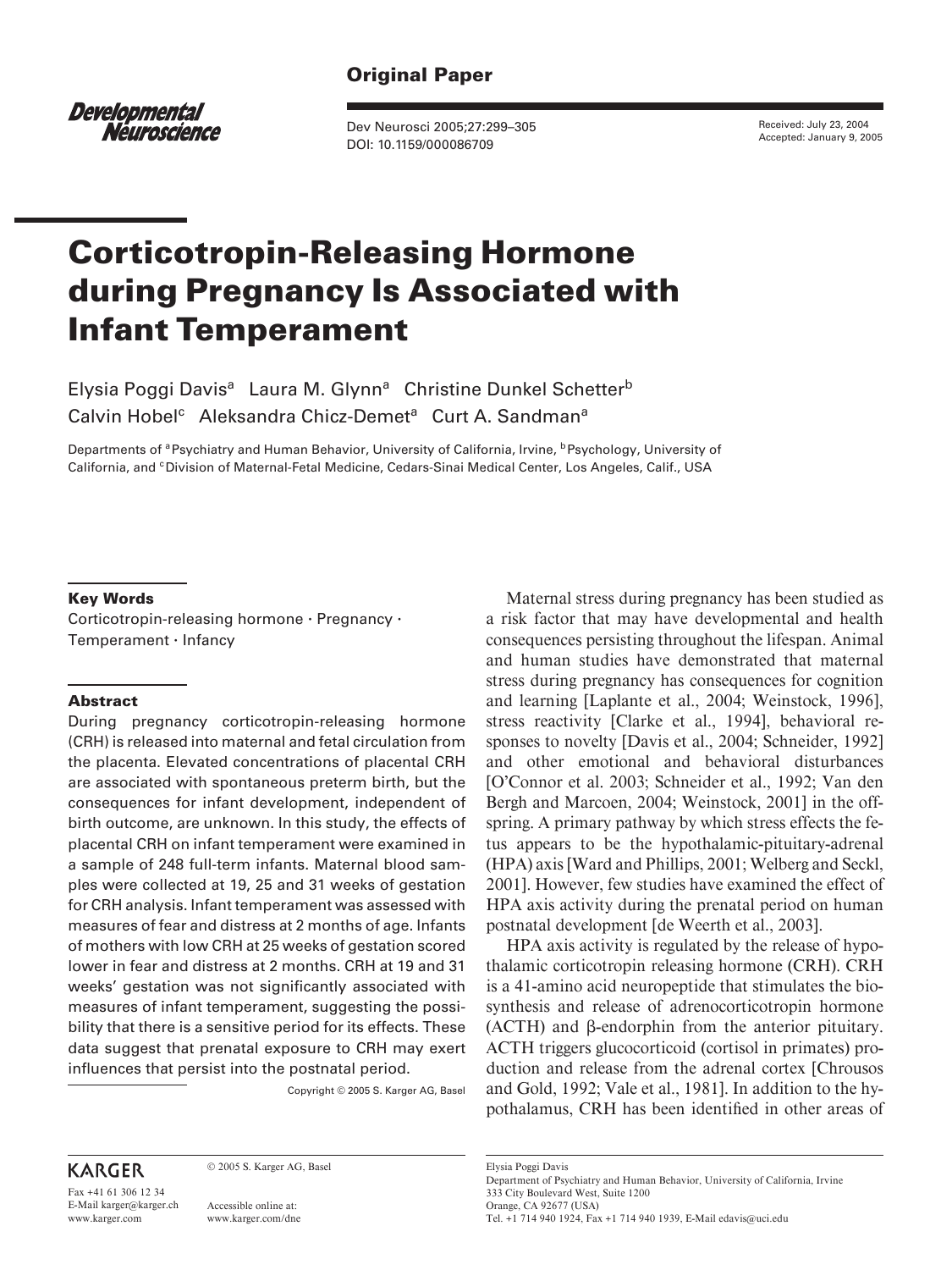Original Paper

Dev Neurosci 2005;27:299–305
DOI: 10.1159/000086709

Received: July 23, 2004
Accepted: January 9, 2005

# Corticotropin-Releasing Hormone during Pregnancy Is Associated with Infant Temperament

Elysia Poggi Davis[a] Laura M. Glynn[a] Christine Dunkel Schetter[b] Calvin Hobel[c] Aleksandra Chicz-Demet[a] Curt A. Sandman[a]

Departments of [a]Psychiatry and Human Behavior, University of California, Irvine, [b]Psychology, University of California, and [c]Division of Maternal-Fetal Medicine, Cedars-Sinai Medical Center, Los Angeles, Calif., USA

### Key Words

Corticotropin-releasing hormone · Pregnancy · Temperament · Infancy

### Abstract

During pregnancy corticotropin-releasing hormone (CRH) is released into maternal and fetal circulation from the placenta. Elevated concentrations of placental CRH are associated with spontaneous preterm birth, but the consequences for infant development, independent of birth outcome, are unknown. In this study, the effects of placental CRH on infant temperament were examined in a sample of 248 full-term infants. Maternal blood samples were collected at 19, 25 and 31 weeks of gestation for CRH analysis. Infant temperament was assessed with measures of fear and distress at 2 months of age. Infants of mothers with low CRH at 25 weeks of gestation scored lower in fear and distress at 2 months. CRH at 19 and 31 weeks' gestation was not significantly associated with measures of infant temperament, suggesting the possibility that there is a sensitive period for its effects. These data suggest that prenatal exposure to CRH may exert influences that persist into the postnatal period.

Copyright © 2005 S. Karger AG, Basel

Maternal stress during pregnancy has been studied as a risk factor that may have developmental and health consequences persisting throughout the lifespan. Animal and human studies have demonstrated that maternal stress during pregnancy has consequences for cognition and learning [Laplante et al., 2004; Weinstock, 1996], stress reactivity [Clarke et al., 1994], behavioral responses to novelty [Davis et al., 2004; Schneider, 1992] and other emotional and behavioral disturbances [O'Connor et al. 2003; Schneider et al., 1992; Van den Bergh and Marcoen, 2004; Weinstock, 2001] in the offspring. A primary pathway by which stress effects the fetus appears to be the hypothalamic-pituitary-adrenal (HPA) axis [Ward and Phillips, 2001; Welberg and Seckl, 2001]. However, few studies have examined the effect of HPA axis activity during the prenatal period on human postnatal development [de Weerth et al., 2003].

HPA axis activity is regulated by the release of hypothalamic corticotropin releasing hormone (CRH). CRH is a 41-amino acid neuropeptide that stimulates the biosynthesis and release of adrenocorticotropin hormone (ACTH) and β-endorphin from the anterior pituitary. ACTH triggers glucocorticoid (cortisol in primates) production and release from the adrenal cortex [Chrousos and Gold, 1992; Vale et al., 1981]. In addition to the hypothalamus, CRH has been identified in other areas of

KARGER

Fax +41 61 306 12 34
E-Mail karger@karger.ch
www.karger.com

© 2005 S. Karger AG, Basel

Accessible online at:
www.karger.com/dne

Elysia Poggi Davis
Department of Psychiatry and Human Behavior, University of California, Irvine
333 City Boulevard West, Suite 1200
Orange, CA 92677 (USA)
Tel. +1 714 940 1924, Fax +1 714 940 1939, E-Mail edavis@uci.edu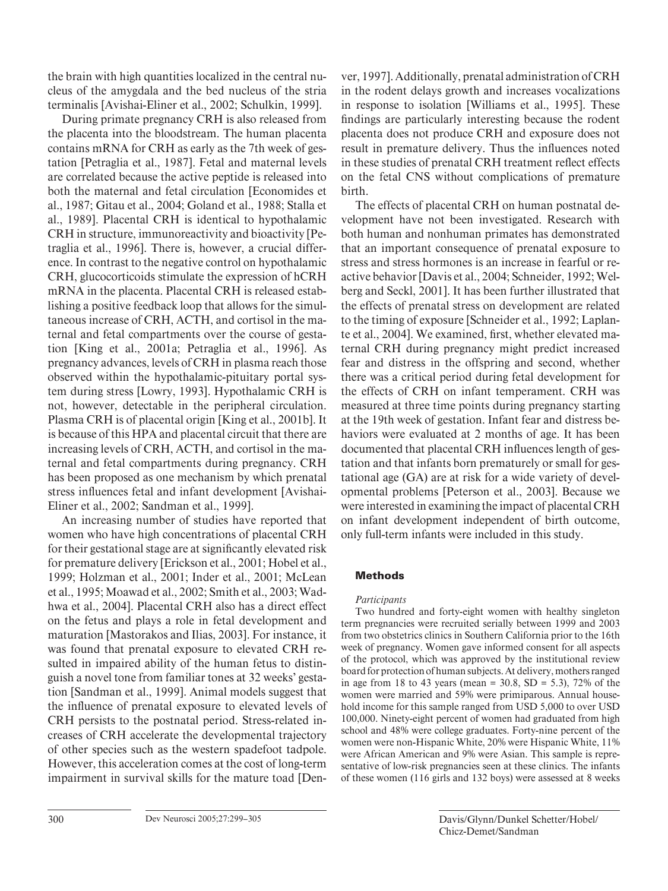the brain with high quantities localized in the central nucleus of the amygdala and the bed nucleus of the stria terminalis [Avishai-Eliner et al., 2002; Schulkin, 1999].

During primate pregnancy CRH is also released from the placenta into the bloodstream. The human placenta contains mRNA for CRH as early as the 7th week of gestation [Petraglia et al., 1987]. Fetal and maternal levels are correlated because the active peptide is released into both the maternal and fetal circulation [Economides et al., 1987; Gitau et al., 2004; Goland et al., 1988; Stalla et al., 1989]. Placental CRH is identical to hypothalamic CRH in structure, immunoreactivity and bioactivity [Petraglia et al., 1996]. There is, however, a crucial difference. In contrast to the negative control on hypothalamic CRH, glucocorticoids stimulate the expression of hCRH mRNA in the placenta. Placental CRH is released establishing a positive feedback loop that allows for the simultaneous increase of CRH, ACTH, and cortisol in the maternal and fetal compartments over the course of gestation [King et al., 2001a; Petraglia et al., 1996]. As pregnancy advances, levels of CRH in plasma reach those observed within the hypothalamic-pituitary portal system during stress [Lowry, 1993]. Hypothalamic CRH is not, however, detectable in the peripheral circulation. Plasma CRH is of placental origin [King et al., 2001b]. It is because of this HPA and placental circuit that there are increasing levels of CRH, ACTH, and cortisol in the maternal and fetal compartments during pregnancy. CRH has been proposed as one mechanism by which prenatal stress influences fetal and infant development [Avishai-Eliner et al., 2002; Sandman et al., 1999].

An increasing number of studies have reported that women who have high concentrations of placental CRH for their gestational stage are at significantly elevated risk for premature delivery [Erickson et al., 2001; Hobel et al., 1999; Holzman et al., 2001; Inder et al., 2001; McLean et al., 1995; Moawad et al., 2002; Smith et al., 2003; Wadhwa et al., 2004]. Placental CRH also has a direct effect on the fetus and plays a role in fetal development and maturation [Mastorakos and Ilias, 2003]. For instance, it was found that prenatal exposure to elevated CRH resulted in impaired ability of the human fetus to distinguish a novel tone from familiar tones at 32 weeks' gestation [Sandman et al., 1999]. Animal models suggest that the influence of prenatal exposure to elevated levels of CRH persists to the postnatal period. Stress-related increases of CRH accelerate the developmental trajectory of other species such as the western spadefoot tadpole. However, this acceleration comes at the cost of long-term impairment in survival skills for the mature toad [Denver, 1997]. Additionally, prenatal administration of CRH in the rodent delays growth and increases vocalizations in response to isolation [Williams et al., 1995]. These findings are particularly interesting because the rodent placenta does not produce CRH and exposure does not result in premature delivery. Thus the influences noted in these studies of prenatal CRH treatment reflect effects on the fetal CNS without complications of premature birth.

The effects of placental CRH on human postnatal development have not been investigated. Research with both human and nonhuman primates has demonstrated that an important consequence of prenatal exposure to stress and stress hormones is an increase in fearful or reactive behavior [Davis et al., 2004; Schneider, 1992; Welberg and Seckl, 2001]. It has been further illustrated that the effects of prenatal stress on development are related to the timing of exposure [Schneider et al., 1992; Laplante et al., 2004]. We examined, first, whether elevated maternal CRH during pregnancy might predict increased fear and distress in the offspring and second, whether there was a critical period during fetal development for the effects of CRH on infant temperament. CRH was measured at three time points during pregnancy starting at the 19th week of gestation. Infant fear and distress behaviors were evaluated at 2 months of age. It has been documented that placental CRH influences length of gestation and that infants born prematurely or small for gestational age (GA) are at risk for a wide variety of developmental problems [Peterson et al., 2003]. Because we were interested in examining the impact of placental CRH on infant development independent of birth outcome, only full-term infants were included in this study.

## Methods

*Participants*

Two hundred and forty-eight women with healthy singleton term pregnancies were recruited serially between 1999 and 2003 from two obstetrics clinics in Southern California prior to the 16th week of pregnancy. Women gave informed consent for all aspects of the protocol, which was approved by the institutional review board for protection of human subjects. At delivery, mothers ranged in age from 18 to 43 years (mean = 30.8, SD = 5.3), 72% of the women were married and 59% were primiparous. Annual household income for this sample ranged from USD 5,000 to over USD 100,000. Ninety-eight percent of women had graduated from high school and 48% were college graduates. Forty-nine percent of the women were non-Hispanic White, 20% were Hispanic White, 11% were African American and 9% were Asian. This sample is representative of low-risk pregnancies seen at these clinics. The infants of these women (116 girls and 132 boys) were assessed at 8 weeks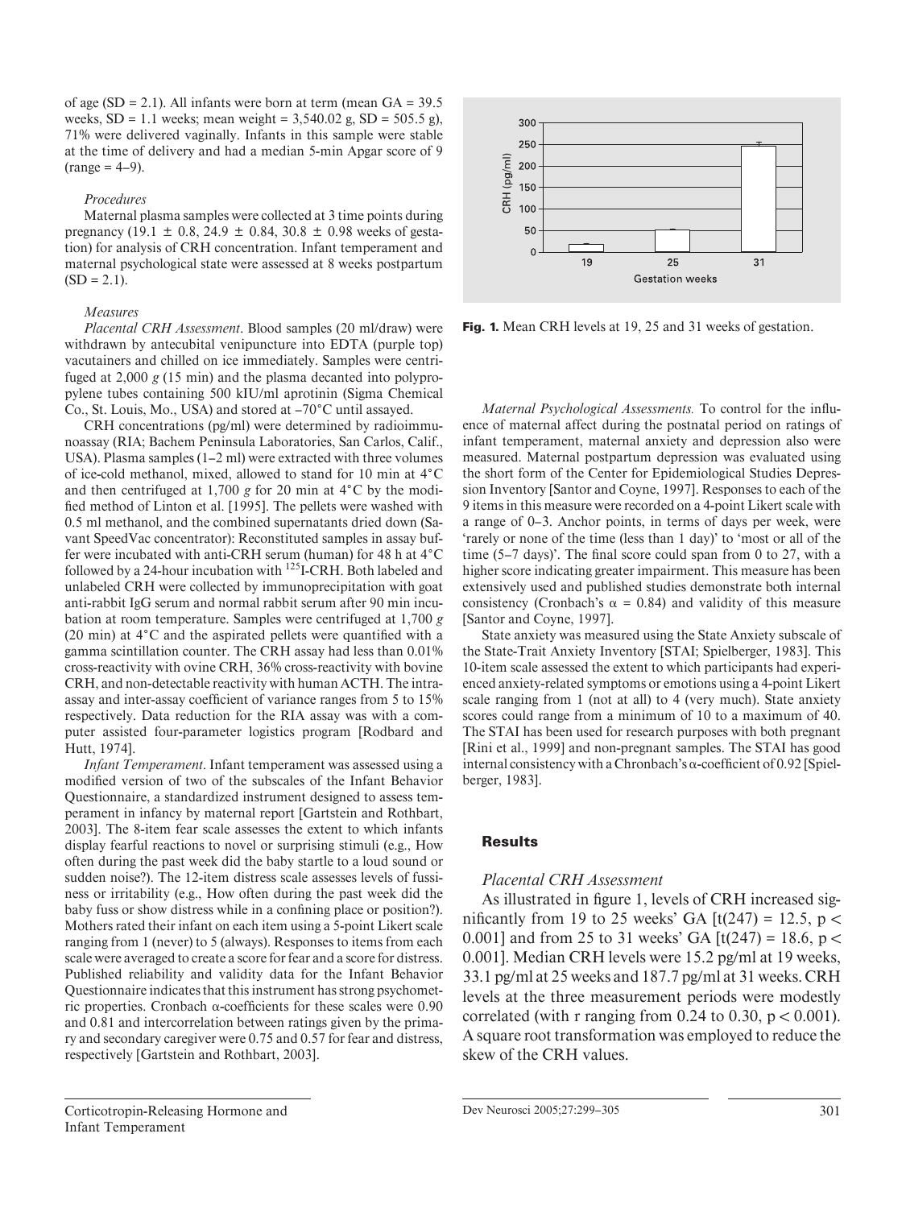of age (SD = 2.1). All infants were born at term (mean GA = 39.5 weeks, SD = 1.1 weeks; mean weight = 3,540.02 g, SD = 505.5 g), 71% were delivered vaginally. Infants in this sample were stable at the time of delivery and had a median 5-min Apgar score of 9 (range = 4–9).

*Procedures*

Maternal plasma samples were collected at 3 time points during pregnancy (19.1 ± 0.8, 24.9 ± 0.84, 30.8 ± 0.98 weeks of gestation) for analysis of CRH concentration. Infant temperament and maternal psychological state were assessed at 8 weeks postpartum (SD = 2.1).

*Measures*

*Placental CRH Assessment*. Blood samples (20 ml/draw) were withdrawn by antecubital venipuncture into EDTA (purple top) vacutainers and chilled on ice immediately. Samples were centrifuged at 2,000 *g* (15 min) and the plasma decanted into polypropylene tubes containing 500 kIU/ml aprotinin (Sigma Chemical Co., St. Louis, Mo., USA) and stored at –70°C until assayed.

CRH concentrations (pg/ml) were determined by radioimmunoassay (RIA; Bachem Peninsula Laboratories, San Carlos, Calif., USA). Plasma samples (1–2 ml) were extracted with three volumes of ice-cold methanol, mixed, allowed to stand for 10 min at 4°C and then centrifuged at 1,700 *g* for 20 min at 4°C by the modified method of Linton et al. [1995]. The pellets were washed with 0.5 ml methanol, and the combined supernatants dried down (Savant SpeedVac concentrator): Reconstituted samples in assay buffer were incubated with anti-CRH serum (human) for 48 h at 4°C followed by a 24-hour incubation with $^{125}$I-CRH. Both labeled and unlabeled CRH were collected by immunoprecipitation with goat anti-rabbit IgG serum and normal rabbit serum after 90 min incubation at room temperature. Samples were centrifuged at 1,700 *g* (20 min) at 4°C and the aspirated pellets were quantified with a gamma scintillation counter. The CRH assay had less than 0.01% cross-reactivity with ovine CRH, 36% cross-reactivity with bovine CRH, and non-detectable reactivity with human ACTH. The intra-assay and inter-assay coefficient of variance ranges from 5 to 15% respectively. Data reduction for the RIA assay was with a computer assisted four-parameter logistics program [Rodbard and Hutt, 1974].

*Infant Temperament*. Infant temperament was assessed using a modified version of two of the subscales of the Infant Behavior Questionnaire, a standardized instrument designed to assess temperament in infancy by maternal report [Gartstein and Rothbart, 2003]. The 8-item fear scale assesses the extent to which infants display fearful reactions to novel or surprising stimuli (e.g., How often during the past week did the baby startle to a loud sound or sudden noise?). The 12-item distress scale assesses levels of fussiness or irritability (e.g., How often during the past week did the baby fuss or show distress while in a confining place or position?). Mothers rated their infant on each item using a 5-point Likert scale ranging from 1 (never) to 5 (always). Responses to items from each scale were averaged to create a score for fear and a score for distress. Published reliability and validity data for the Infant Behavior Questionnaire indicates that this instrument has strong psychometric properties. Cronbach α-coefficients for these scales were 0.90 and 0.81 and intercorrelation between ratings given by the primary and secondary caregiver were 0.75 and 0.57 for fear and distress, respectively [Gartstein and Rothbart, 2003].

**Fig. 1.** Mean CRH levels at 19, 25 and 31 weeks of gestation.

*Maternal Psychological Assessments.* To control for the influence of maternal affect during the postnatal period on ratings of infant temperament, maternal anxiety and depression also were measured. Maternal postpartum depression was evaluated using the short form of the Center for Epidemiological Studies Depression Inventory [Santor and Coyne, 1997]. Responses to each of the 9 items in this measure were recorded on a 4-point Likert scale with a range of 0–3. Anchor points, in terms of days per week, were 'rarely or none of the time (less than 1 day)' to 'most or all of the time (5–7 days)'. The final score could span from 0 to 27, with a higher score indicating greater impairment. This measure has been extensively used and published studies demonstrate both internal consistency (Cronbach's α = 0.84) and validity of this measure [Santor and Coyne, 1997].

State anxiety was measured using the State Anxiety subscale of the State-Trait Anxiety Inventory [STAI; Spielberger, 1983]. This 10-item scale assessed the extent to which participants had experienced anxiety-related symptoms or emotions using a 4-point Likert scale ranging from 1 (not at all) to 4 (very much). State anxiety scores could range from a minimum of 10 to a maximum of 40. The STAI has been used for research purposes with both pregnant [Rini et al., 1999] and non-pregnant samples. The STAI has good internal consistency with a Chronbach's α-coefficient of 0.92 [Spielberger, 1983].

## Results

*Placental CRH Assessment*

As illustrated in figure 1, levels of CRH increased significantly from 19 to 25 weeks' GA [$t(247) = 12.5$, $p < 0.001$] and from 25 to 31 weeks' GA [$t(247) = 18.6$, $p < 0.001$]. Median CRH levels were 15.2 pg/ml at 19 weeks, 33.1 pg/ml at 25 weeks and 187.7 pg/ml at 31 weeks. CRH levels at the three measurement periods were modestly correlated (with r ranging from 0.24 to 0.30, $p < 0.001$). A square root transformation was employed to reduce the skew of the CRH values.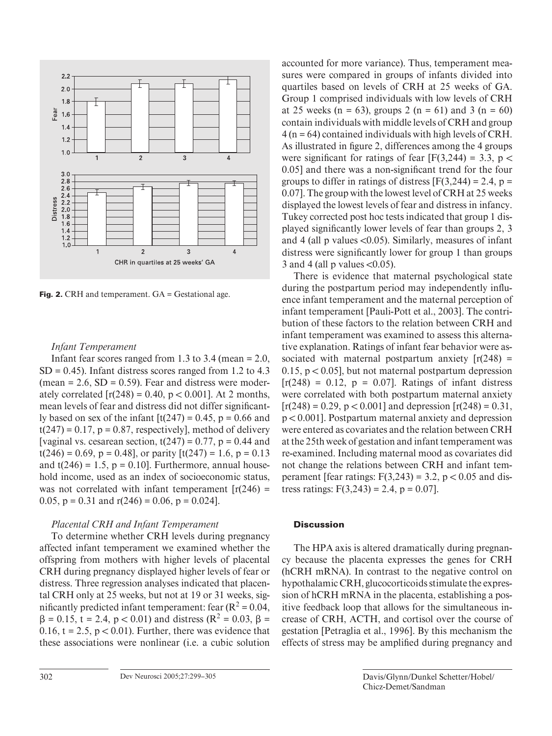**Fig. 2.** CRH and temperament. GA = Gestational age.

### *Infant Temperament*

Infant fear scores ranged from 1.3 to 3.4 (mean = 2.0, SD = 0.45). Infant distress scores ranged from 1.2 to 4.3 (mean = 2.6, SD = 0.59). Fear and distress were moderately correlated [$r(248) = 0.40$, $p < 0.001$]. At 2 months, mean levels of fear and distress did not differ significantly based on sex of the infant [$t(247) = 0.45$, $p = 0.66$ and $t(247) = 0.17$, $p = 0.87$, respectively], method of delivery [vaginal vs. cesarean section, $t(247) = 0.77$, $p = 0.44$ and $t(246) = 0.69$, $p = 0.48$], or parity [$t(247) = 1.6$, $p = 0.13$ and $t(246) = 1.5$, $p = 0.10$]. Furthermore, annual household income, used as an index of socioeconomic status, was not correlated with infant temperament [$r(246) = 0.05$, $p = 0.31$ and $r(246) = 0.06$, $p = 0.024$].

### *Placental CRH and Infant Temperament*

To determine whether CRH levels during pregnancy affected infant temperament we examined whether the offspring from mothers with higher levels of placental CRH during pregnancy displayed higher levels of fear or distress. Three regression analyses indicated that placental CRH only at 25 weeks, but not at 19 or 31 weeks, significantly predicted infant temperament: fear ($R^2 = 0.04$, $\beta = 0.15$, $t = 2.4$, $p < 0.01$) and distress ($R^2 = 0.03$, $\beta = 0.16$, $t = 2.5$, $p < 0.01$). Further, there was evidence that these associations were nonlinear (i.e. a cubic solution accounted for more variance). Thus, temperament measures were compared in groups of infants divided into quartiles based on levels of CRH at 25 weeks of GA. Group 1 comprised individuals with low levels of CRH at 25 weeks (n = 63), groups 2 (n = 61) and 3 (n = 60) contain individuals with middle levels of CRH and group 4 (n = 64) contained individuals with high levels of CRH. As illustrated in figure 2, differences among the 4 groups were significant for ratings of fear [$F(3,244) = 3.3$, $p < 0.05$] and there was a non-significant trend for the four groups to differ in ratings of distress [$F(3,244) = 2.4$, $p = 0.07$]. The group with the lowest level of CRH at 25 weeks displayed the lowest levels of fear and distress in infancy. Tukey corrected post hoc tests indicated that group 1 displayed significantly lower levels of fear than groups 2, 3 and 4 (all p values <0.05). Similarly, measures of infant distress were significantly lower for group 1 than groups 3 and 4 (all p values <0.05).

There is evidence that maternal psychological state during the postpartum period may independently influence infant temperament and the maternal perception of infant temperament [Pauli-Pott et al., 2003]. The contribution of these factors to the relation between CRH and infant temperament was examined to assess this alternative explanation. Ratings of infant fear behavior were associated with maternal postpartum anxiety [$r(248) = 0.15$, $p < 0.05$], but not maternal postpartum depression [$r(248) = 0.12$, $p = 0.07$]. Ratings of infant distress were correlated with both postpartum maternal anxiety [$r(248) = 0.29$, $p < 0.001$] and depression [$r(248) = 0.31$, $p < 0.001$]. Postpartum maternal anxiety and depression were entered as covariates and the relation between CRH at the 25th week of gestation and infant temperament was re-examined. Including maternal mood as covariates did not change the relations between CRH and infant temperament [fear ratings: $F(3,243) = 3.2$, $p < 0.05$ and distress ratings: $F(3,243) = 2.4$, $p = 0.07$].

## Discussion

The HPA axis is altered dramatically during pregnancy because the placenta expresses the genes for CRH (hCRH mRNA). In contrast to the negative control on hypothalamic CRH, glucocorticoids stimulate the expression of hCRH mRNA in the placenta, establishing a positive feedback loop that allows for the simultaneous increase of CRH, ACTH, and cortisol over the course of gestation [Petraglia et al., 1996]. By this mechanism the effects of stress may be amplified during pregnancy and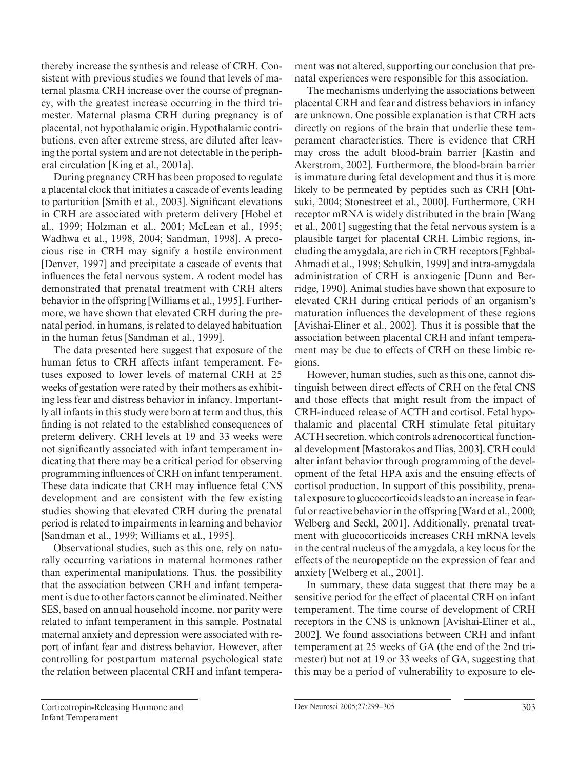thereby increase the synthesis and release of CRH. Consistent with previous studies we found that levels of maternal plasma CRH increase over the course of pregnancy, with the greatest increase occurring in the third trimester. Maternal plasma CRH during pregnancy is of placental, not hypothalamic origin. Hypothalamic contributions, even after extreme stress, are diluted after leaving the portal system and are not detectable in the peripheral circulation [King et al., 2001a].

During pregnancy CRH has been proposed to regulate a placental clock that initiates a cascade of events leading to parturition [Smith et al., 2003]. Significant elevations in CRH are associated with preterm delivery [Hobel et al., 1999; Holzman et al., 2001; McLean et al., 1995; Wadhwa et al., 1998, 2004; Sandman, 1998]. A precocious rise in CRH may signify a hostile environment [Denver, 1997] and precipitate a cascade of events that influences the fetal nervous system. A rodent model has demonstrated that prenatal treatment with CRH alters behavior in the offspring [Williams et al., 1995]. Furthermore, we have shown that elevated CRH during the prenatal period, in humans, is related to delayed habituation in the human fetus [Sandman et al., 1999].

The data presented here suggest that exposure of the human fetus to CRH affects infant temperament. Fetuses exposed to lower levels of maternal CRH at 25 weeks of gestation were rated by their mothers as exhibiting less fear and distress behavior in infancy. Importantly all infants in this study were born at term and thus, this finding is not related to the established consequences of preterm delivery. CRH levels at 19 and 33 weeks were not significantly associated with infant temperament indicating that there may be a critical period for observing programming influences of CRH on infant temperament. These data indicate that CRH may influence fetal CNS development and are consistent with the few existing studies showing that elevated CRH during the prenatal period is related to impairments in learning and behavior [Sandman et al., 1999; Williams et al., 1995].

Observational studies, such as this one, rely on naturally occurring variations in maternal hormones rather than experimental manipulations. Thus, the possibility that the association between CRH and infant temperament is due to other factors cannot be eliminated. Neither SES, based on annual household income, nor parity were related to infant temperament in this sample. Postnatal maternal anxiety and depression were associated with report of infant fear and distress behavior. However, after controlling for postpartum maternal psychological state the relation between placental CRH and infant temperament was not altered, supporting our conclusion that prenatal experiences were responsible for this association.

The mechanisms underlying the associations between placental CRH and fear and distress behaviors in infancy are unknown. One possible explanation is that CRH acts directly on regions of the brain that underlie these temperament characteristics. There is evidence that CRH may cross the adult blood-brain barrier [Kastin and Akerstrom, 2002]. Furthermore, the blood-brain barrier is immature during fetal development and thus it is more likely to be permeated by peptides such as CRH [Ohtsuki, 2004; Stonestreet et al., 2000]. Furthermore, CRH receptor mRNA is widely distributed in the brain [Wang et al., 2001] suggesting that the fetal nervous system is a plausible target for placental CRH. Limbic regions, including the amygdala, are rich in CRH receptors [Eghbal-Ahmadi et al., 1998; Schulkin, 1999] and intra-amygdala administration of CRH is anxiogenic [Dunn and Berridge, 1990]. Animal studies have shown that exposure to elevated CRH during critical periods of an organism's maturation influences the development of these regions [Avishai-Eliner et al., 2002]. Thus it is possible that the association between placental CRH and infant temperament may be due to effects of CRH on these limbic regions.

However, human studies, such as this one, cannot distinguish between direct effects of CRH on the fetal CNS and those effects that might result from the impact of CRH-induced release of ACTH and cortisol. Fetal hypothalamic and placental CRH stimulate fetal pituitary ACTH secretion, which controls adrenocortical functional development [Mastorakos and Ilias, 2003]. CRH could alter infant behavior through programming of the development of the fetal HPA axis and the ensuing effects of cortisol production. In support of this possibility, prenatal exposure to glucocorticoids leads to an increase in fearful or reactive behavior in the offspring [Ward et al., 2000; Welberg and Seckl, 2001]. Additionally, prenatal treatment with glucocorticoids increases CRH mRNA levels in the central nucleus of the amygdala, a key locus for the effects of the neuropeptide on the expression of fear and anxiety [Welberg et al., 2001].

In summary, these data suggest that there may be a sensitive period for the effect of placental CRH on infant temperament. The time course of development of CRH receptors in the CNS is unknown [Avishai-Eliner et al., 2002]. We found associations between CRH and infant temperament at 25 weeks of GA (the end of the 2nd trimester) but not at 19 or 33 weeks of GA, suggesting that this may be a period of vulnerability to exposure to ele-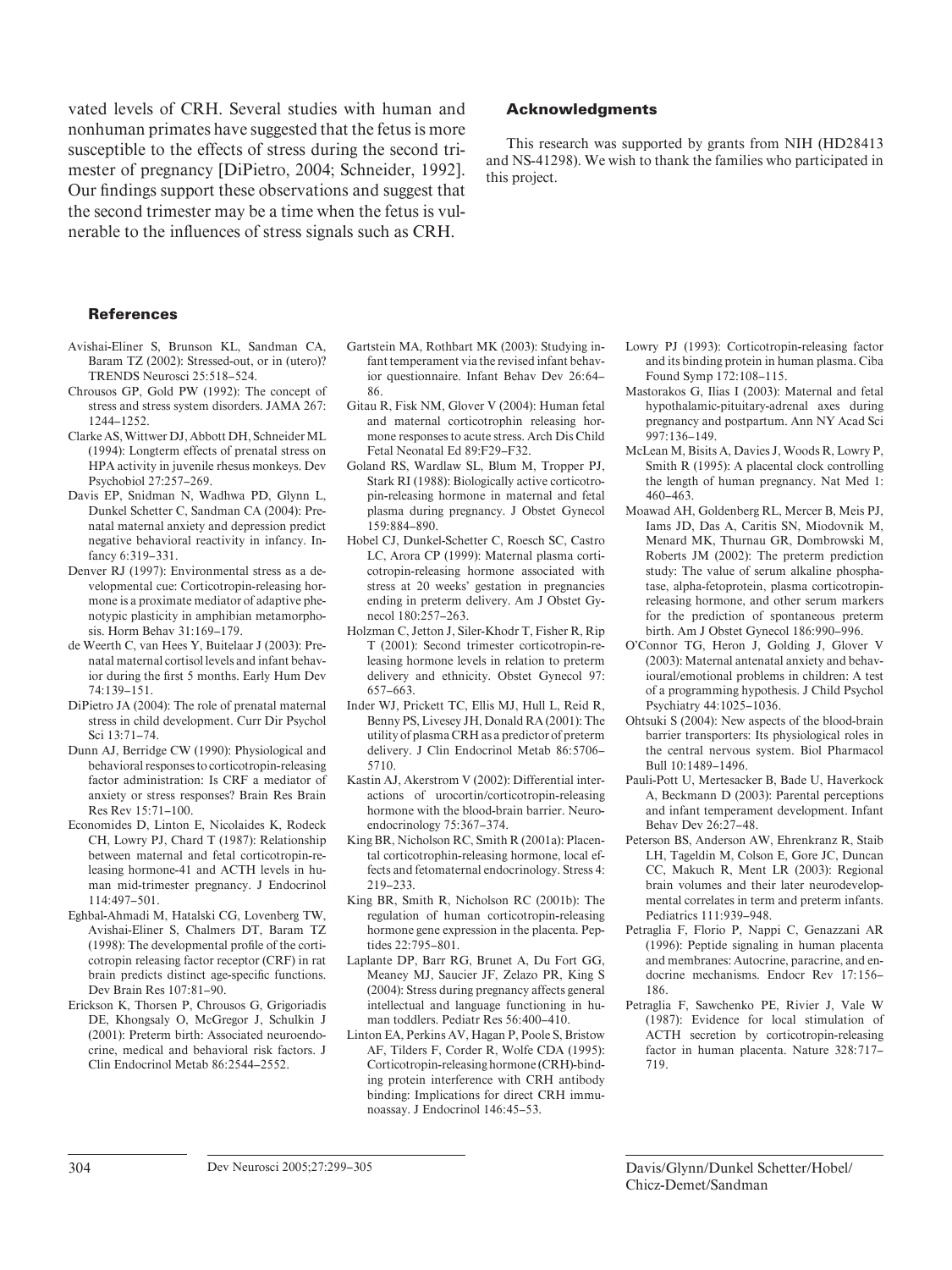vated levels of CRH. Several studies with human and nonhuman primates have suggested that the fetus is more susceptible to the effects of stress during the second trimester of pregnancy [DiPietro, 2004; Schneider, 1992]. Our findings support these observations and suggest that the second trimester may be a time when the fetus is vulnerable to the influences of stress signals such as CRH.

## Acknowledgments

This research was supported by grants from NIH (HD28413 and NS-41298). We wish to thank the families who participated in this project.

## References

Avishai-Eliner S, Brunson KL, Sandman CA, Baram TZ (2002): Stressed-out, or in (utero)? TRENDS Neurosci 25:518–524.

Chrousos GP, Gold PW (1992): The concept of stress and stress system disorders. JAMA 267: 1244–1252.

Clarke AS, Wittwer DJ, Abbott DH, Schneider ML (1994): Longterm effects of prenatal stress on HPA activity in juvenile rhesus monkeys. Dev Psychobiol 27:257–269.

Davis EP, Snidman N, Wadhwa PD, Glynn L, Dunkel Schetter C, Sandman CA (2004): Prenatal maternal anxiety and depression predict negative behavioral reactivity in infancy. Infancy 6:319–331.

Denver RJ (1997): Environmental stress as a developmental cue: Corticotropin-releasing hormone is a proximate mediator of adaptive phenotypic plasticity in amphibian metamorphosis. Horm Behav 31:169–179.

de Weerth C, van Hees Y, Buitelaar J (2003): Prenatal maternal cortisol levels and infant behavior during the first 5 months. Early Hum Dev 74:139–151.

DiPietro JA (2004): The role of prenatal maternal stress in child development. Curr Dir Psychol Sci 13:71–74.

Dunn AJ, Berridge CW (1990): Physiological and behavioral responses to corticotropin-releasing factor administration: Is CRF a mediator of anxiety or stress responses? Brain Res Brain Res Rev 15:71–100.

Economides D, Linton E, Nicolaides K, Rodeck CH, Lowry PJ, Chard T (1987): Relationship between maternal and fetal corticotropin-releasing hormone-41 and ACTH levels in human mid-trimester pregnancy. J Endocrinol 114:497–501.

Eghbal-Ahmadi M, Hatalski CG, Lovenberg TW, Avishai-Eliner S, Chalmers DT, Baram TZ (1998): The developmental profile of the corticotropin releasing factor receptor (CRF) in rat brain predicts distinct age-specific functions. Dev Brain Res 107:81–90.

Erickson K, Thorsen P, Chrousos G, Grigoriadis DE, Khongsaly O, McGregor J, Schulkin J (2001): Preterm birth: Associated neuroendocrine, medical and behavioral risk factors. J Clin Endocrinol Metab 86:2544–2552.

Gartstein MA, Rothbart MK (2003): Studying infant temperament via the revised infant behavior questionnaire. Infant Behav Dev 26:64–86.

Gitau R, Fisk NM, Glover V (2004): Human fetal and maternal corticotrophin releasing hormone responses to acute stress. Arch Dis Child Fetal Neonatal Ed 89:F29–F32.

Goland RS, Wardlaw SL, Blum M, Tropper PJ, Stark RI (1988): Biologically active corticotropin-releasing hormone in maternal and fetal plasma during pregnancy. J Obstet Gynecol 159:884–890.

Hobel CJ, Dunkel-Schetter C, Roesch SC, Castro LC, Arora CP (1999): Maternal plasma corticotropin-releasing hormone associated with stress at 20 weeks' gestation in pregnancies ending in preterm delivery. Am J Obstet Gynecol 180:257–263.

Holzman C, Jetton J, Siler-Khodr T, Fisher R, Rip T (2001): Second trimester corticotropin-releasing hormone levels in relation to preterm delivery and ethnicity. Obstet Gynecol 97: 657–663.

Inder WJ, Prickett TC, Ellis MJ, Hull L, Reid R, Benny PS, Livesey JH, Donald RA (2001): The utility of plasma CRH as a predictor of preterm delivery. J Clin Endocrinol Metab 86:5706–5710.

Kastin AJ, Akerstrom V (2002): Differential interactions of urocortin/corticotropin-releasing hormone with the blood-brain barrier. Neuroendocrinology 75:367–374.

King BR, Nicholson RC, Smith R (2001a): Placental corticotrophin-releasing hormone, local effects and fetomaternal endocrinology. Stress 4: 219–233.

King BR, Smith R, Nicholson RC (2001b): The regulation of human corticotrophin-releasing hormone gene expression in the placenta. Peptides 22:795–801.

Laplante DP, Barr RG, Brunet A, Du Fort GG, Meaney MJ, Saucier JF, Zelazo PR, King S (2004): Stress during pregnancy affects general intellectual and language functioning in human toddlers. Pediatr Res 56:400–410.

Linton EA, Perkins AV, Hagan P, Poole S, Bristow AF, Tilders F, Corder R, Wolfe CDA (1995): Corticotropin-releasing hormone (CRH)-binding protein interference with CRH antibody binding: Implications for direct CRH immunoassay. J Endocrinol 146:45–53.

Lowry PJ (1993): Corticotropin-releasing factor and its binding protein in human plasma. Ciba Found Symp 172:108–115.

Mastorakos G, Ilias I (2003): Maternal and fetal hypothalamic-pituitary-adrenal axes during pregnancy and postpartum. Ann NY Acad Sci 997:136–149.

McLean M, Bisits A, Davies J, Woods R, Lowry P, Smith R (1995): A placental clock controlling the length of human pregnancy. Nat Med 1: 460–463.

Moawad AH, Goldenberg RL, Mercer B, Meis PJ, Iams JD, Das A, Caritis SN, Miodovnik M, Menard MK, Thurnau GR, Dombrowski M, Roberts JM (2002): The preterm prediction study: The value of serum alkaline phosphatase, alpha-fetoprotein, plasma corticotropin-releasing hormone, and other serum markers for the prediction of spontaneous preterm birth. Am J Obstet Gynecol 186:990–996.

O'Connor TG, Heron J, Golding J, Glover V (2003): Maternal antenatal anxiety and behavioural/emotional problems in children: A test of a programming hypothesis. J Child Psychol Psychiatry 44:1025–1036.

Ohtsuki S (2004): New aspects of the blood-brain barrier transporters: Its physiological roles in the central nervous system. Biol Pharmacol Bull 10:1489–1496.

Pauli-Pott U, Mertesacker B, Bade U, Haverkock A, Beckmann D (2003): Parental perceptions and infant temperament development. Infant Behav Dev 26:27–48.

Peterson BS, Anderson AW, Ehrenkranz R, Staib LH, Tageldin M, Colson E, Gore JC, Duncan CC, Makuch R, Ment LR (2003): Regional brain volumes and their later neurodevelopmental correlates in term and preterm infants. Pediatrics 111:939–948.

Petraglia F, Florio P, Nappi C, Genazzani AR (1996): Peptide signaling in human placenta and membranes: Autocrine, paracrine, and endocrine mechanisms. Endocr Rev 17:156–186.

Petraglia F, Sawchenko PE, Rivier J, Vale W (1987): Evidence for local stimulation of ACTH secretion by corticotropin-releasing factor in human placenta. Nature 328:717–719.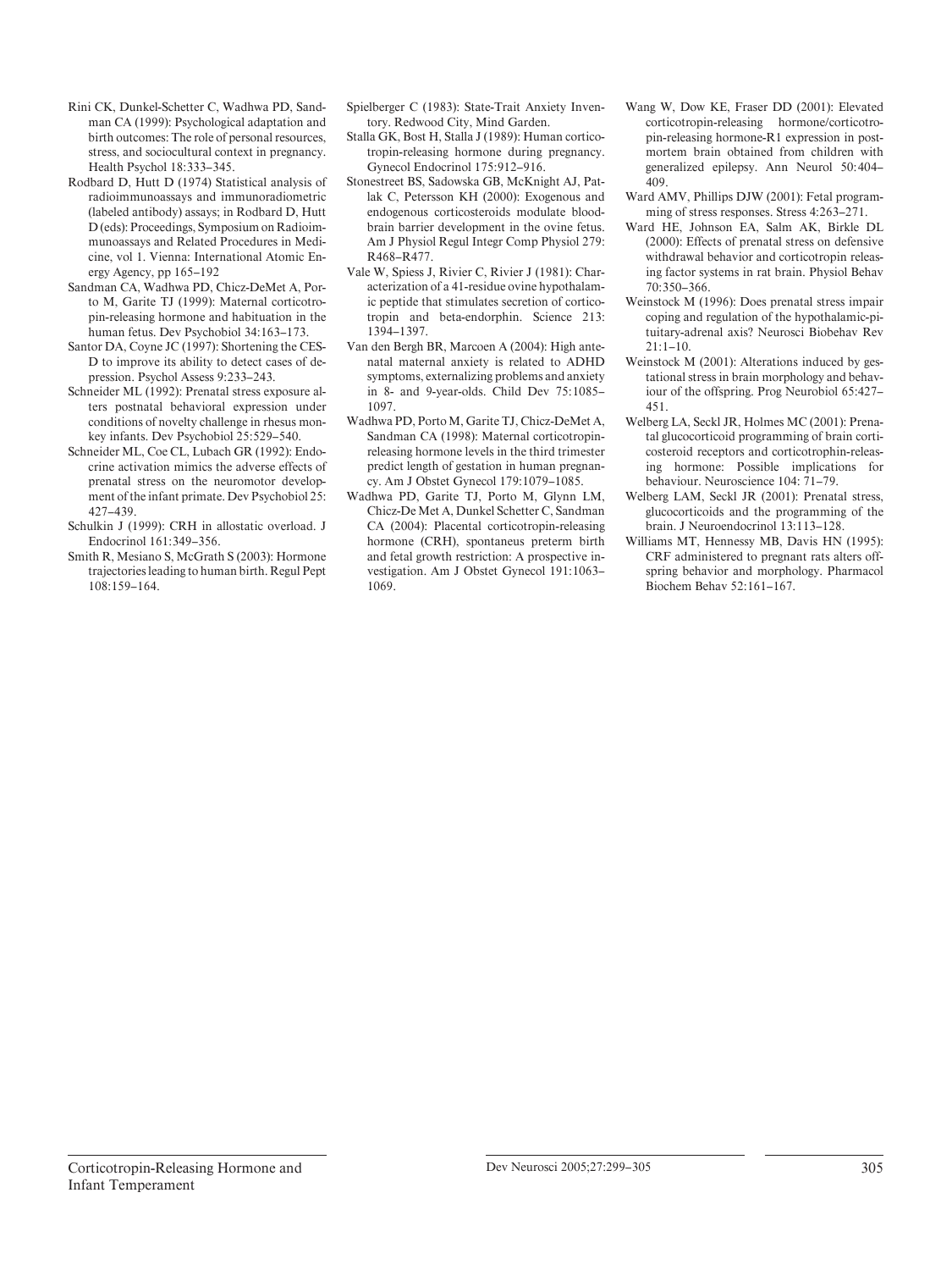Rini CK, Dunkel-Schetter C, Wadhwa PD, Sandman CA (1999): Psychological adaptation and birth outcomes: The role of personal resources, stress, and sociocultural context in pregnancy. Health Psychol 18:333–345.

Rodbard D, Hutt D (1974) Statistical analysis of radioimmunoassays and immunoradiometric (labeled antibody) assays; in Rodbard D, Hutt D (eds): Proceedings, Symposium on Radioimmunoassays and Related Procedures in Medicine, vol 1. Vienna: International Atomic Energy Agency, pp 165–192

Sandman CA, Wadhwa PD, Chicz-DeMet A, Porto M, Garite TJ (1999): Maternal corticotropin-releasing hormone and habituation in the human fetus. Dev Psychobiol 34:163–173.

Santor DA, Coyne JC (1997): Shortening the CES-D to improve its ability to detect cases of depression. Psychol Assess 9:233–243.

Schneider ML (1992): Prenatal stress exposure alters postnatal behavioral expression under conditions of novelty challenge in rhesus monkey infants. Dev Psychobiol 25:529–540.

Schneider ML, Coe CL, Lubach GR (1992): Endocrine activation mimics the adverse effects of prenatal stress on the neuromotor development of the infant primate. Dev Psychobiol 25: 427–439.

Schulkin J (1999): CRH in allostatic overload. J Endocrinol 161:349–356.

Smith R, Mesiano S, McGrath S (2003): Hormone trajectories leading to human birth. Regul Pept 108:159–164.

Spielberger C (1983): State-Trait Anxiety Inventory. Redwood City, Mind Garden.

Stalla GK, Bost H, Stalla J (1989): Human corticotropin-releasing hormone during pregnancy. Gynecol Endocrinol 175:912–916.

Stonestreet BS, Sadowska GB, McKnight AJ, Patlak C, Petersson KH (2000): Exogenous and endogenous corticosteroids modulate blood-brain barrier development in the ovine fetus. Am J Physiol Regul Integr Comp Physiol 279: R468–R477.

Vale W, Spiess J, Rivier C, Rivier J (1981): Characterization of a 41-residue ovine hypothalamic peptide that stimulates secretion of corticotropin and beta-endorphin. Science 213: 1394–1397.

Van den Bergh BR, Marcoen A (2004): High antenatal maternal anxiety is related to ADHD symptoms, externalizing problems and anxiety in 8- and 9-year-olds. Child Dev 75:1085–1097.

Wadhwa PD, Porto M, Garite TJ, Chicz-DeMet A, Sandman CA (1998): Maternal corticotropin-releasing hormone levels in the third trimester predict length of gestation in human pregnancy. Am J Obstet Gynecol 179:1079–1085.

Wadhwa PD, Garite TJ, Porto M, Glynn LM, Chicz-De Met A, Dunkel Schetter C, Sandman CA (2004): Placental corticotropin-releasing hormone (CRH), spontaneous preterm birth and fetal growth restriction: A prospective investigation. Am J Obstet Gynecol 191:1063–1069.

Wang W, Dow KE, Fraser DD (2001): Elevated corticotropin-releasing hormone/corticotropin-releasing hormone-R1 expression in postmortem brain obtained from children with generalized epilepsy. Ann Neurol 50:404–409.

Ward AMV, Phillips DJW (2001): Fetal programming of stress responses. Stress 4:263–271.

Ward HE, Johnson EA, Salm AK, Birkle DL (2000): Effects of prenatal stress on defensive withdrawal behavior and corticotropin releasing factor systems in rat brain. Physiol Behav 70:350–366.

Weinstock M (1996): Does prenatal stress impair coping and regulation of the hypothalamic-pituitary-adrenal axis? Neurosci Biobehav Rev 21:1–10.

Weinstock M (2001): Alterations induced by gestational stress in brain morphology and behaviour of the offspring. Prog Neurobiol 65:427–451.

Welberg LA, Seckl JR, Holmes MC (2001): Prenatal glucocorticoid programming of brain corticosteroid receptors and corticotrophin-releasing hormone: Possible implications for behaviour. Neuroscience 104: 71–79.

Welberg LAM, Seckl JR (2001): Prenatal stress, glucocorticoids and the programming of the brain. J Neuroendocrinol 13:113–128.

Williams MT, Hennessy MB, Davis HN (1995): CRF administered to pregnant rats alters offspring behavior and morphology. Pharmacol Biochem Behav 52:161–167.